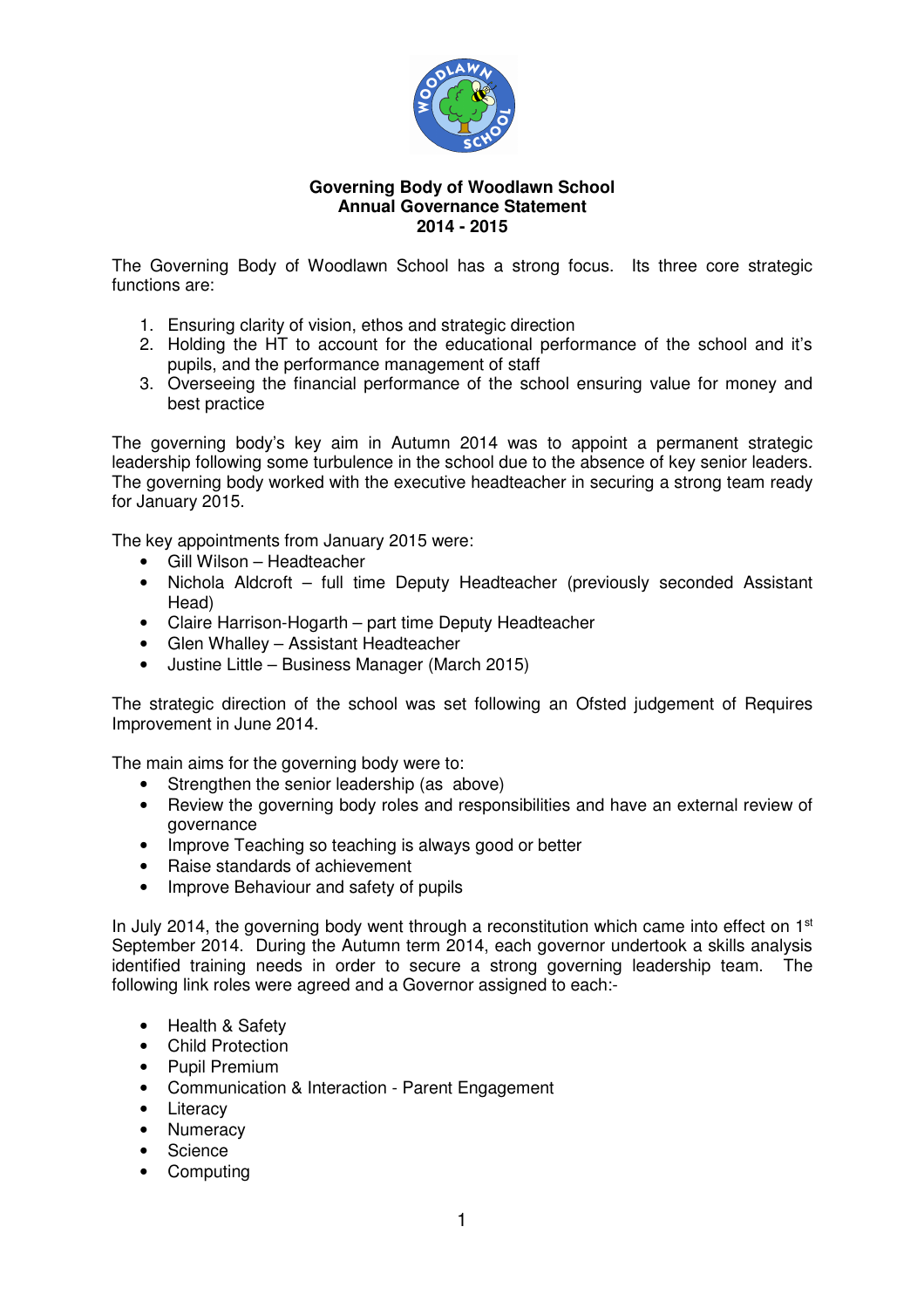**Governing Body of Woodlawn School**
**Annual Governance Statement**
**2014 - 2015**

The Governing Body of Woodlawn School has a strong focus. Its three core strategic functions are:

1. Ensuring clarity of vision, ethos and strategic direction
2. Holding the HT to account for the educational performance of the school and it's pupils, and the performance management of staff
3. Overseeing the financial performance of the school ensuring value for money and best practice

The governing body's key aim in Autumn 2014 was to appoint a permanent strategic leadership following some turbulence in the school due to the absence of key senior leaders. The governing body worked with the executive headteacher in securing a strong team ready for January 2015.

The key appointments from January 2015 were:

- Gill Wilson – Headteacher
- Nichola Aldcroft – full time Deputy Headteacher (previously seconded Assistant Head)
- Claire Harrison-Hogarth – part time Deputy Headteacher
- Glen Whalley – Assistant Headteacher
- Justine Little – Business Manager (March 2015)

The strategic direction of the school was set following an Ofsted judgement of Requires Improvement in June 2014.

The main aims for the governing body were to:

- Strengthen the senior leadership (as above)
- Review the governing body roles and responsibilities and have an external review of governance
- Improve Teaching so teaching is always good or better
- Raise standards of achievement
- Improve Behaviour and safety of pupils

In July 2014, the governing body went through a reconstitution which came into effect on 1st September 2014. During the Autumn term 2014, each governor undertook a skills analysis identified training needs in order to secure a strong governing leadership team. The following link roles were agreed and a Governor assigned to each:-

- Health & Safety
- Child Protection
- Pupil Premium
- Communication & Interaction - Parent Engagement
- Literacy
- Numeracy
- Science
- Computing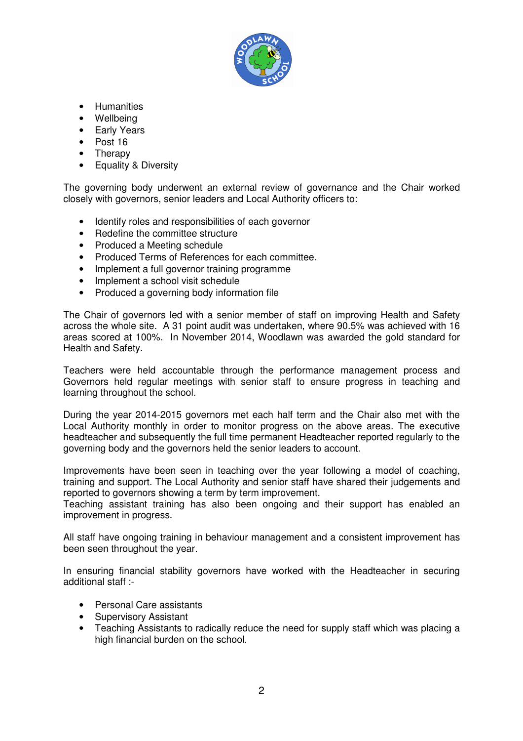- Humanities
- Wellbeing
- Early Years
- Post 16
- Therapy
- Equality & Diversity

The governing body underwent an external review of governance and the Chair worked closely with governors, senior leaders and Local Authority officers to:

- Identify roles and responsibilities of each governor
- Redefine the committee structure
- Produced a Meeting schedule
- Produced Terms of References for each committee.
- Implement a full governor training programme
- Implement a school visit schedule
- Produced a governing body information file

The Chair of governors led with a senior member of staff on improving Health and Safety across the whole site. A 31 point audit was undertaken, where 90.5% was achieved with 16 areas scored at 100%. In November 2014, Woodlawn was awarded the gold standard for Health and Safety.

Teachers were held accountable through the performance management process and Governors held regular meetings with senior staff to ensure progress in teaching and learning throughout the school.

During the year 2014-2015 governors met each half term and the Chair also met with the Local Authority monthly in order to monitor progress on the above areas. The executive headteacher and subsequently the full time permanent Headteacher reported regularly to the governing body and the governors held the senior leaders to account.

Improvements have been seen in teaching over the year following a model of coaching, training and support. The Local Authority and senior staff have shared their judgements and reported to governors showing a term by term improvement.
Teaching assistant training has also been ongoing and their support has enabled an improvement in progress.

All staff have ongoing training in behaviour management and a consistent improvement has been seen throughout the year.

In ensuring financial stability governors have worked with the Headteacher in securing additional staff :-

- Personal Care assistants
- Supervisory Assistant
- Teaching Assistants to radically reduce the need for supply staff which was placing a high financial burden on the school.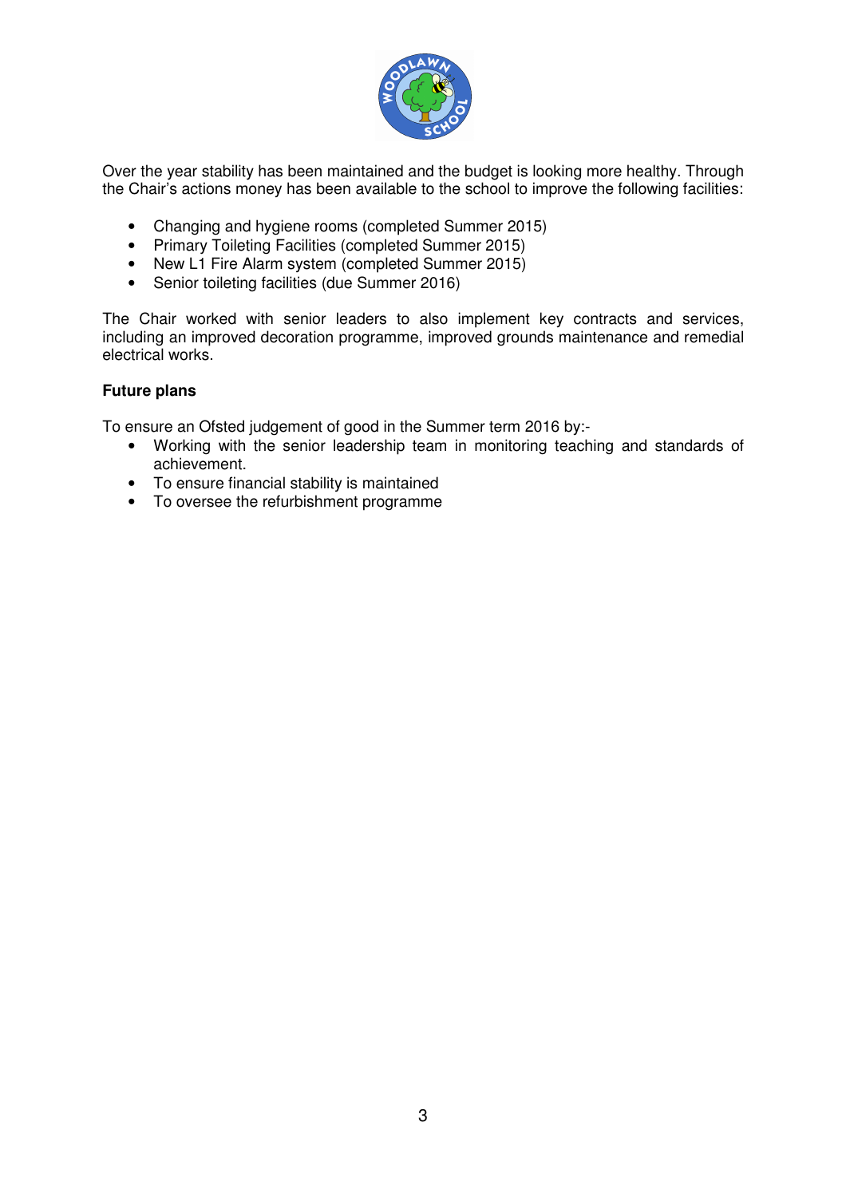Over the year stability has been maintained and the budget is looking more healthy. Through the Chair's actions money has been available to the school to improve the following facilities:

- Changing and hygiene rooms (completed Summer 2015)
- Primary Toileting Facilities (completed Summer 2015)
- New L1 Fire Alarm system (completed Summer 2015)
- Senior toileting facilities (due Summer 2016)

The Chair worked with senior leaders to also implement key contracts and services, including an improved decoration programme, improved grounds maintenance and remedial electrical works.

**Future plans**

To ensure an Ofsted judgement of good in the Summer term 2016 by:-

- Working with the senior leadership team in monitoring teaching and standards of achievement.
- To ensure financial stability is maintained
- To oversee the refurbishment programme